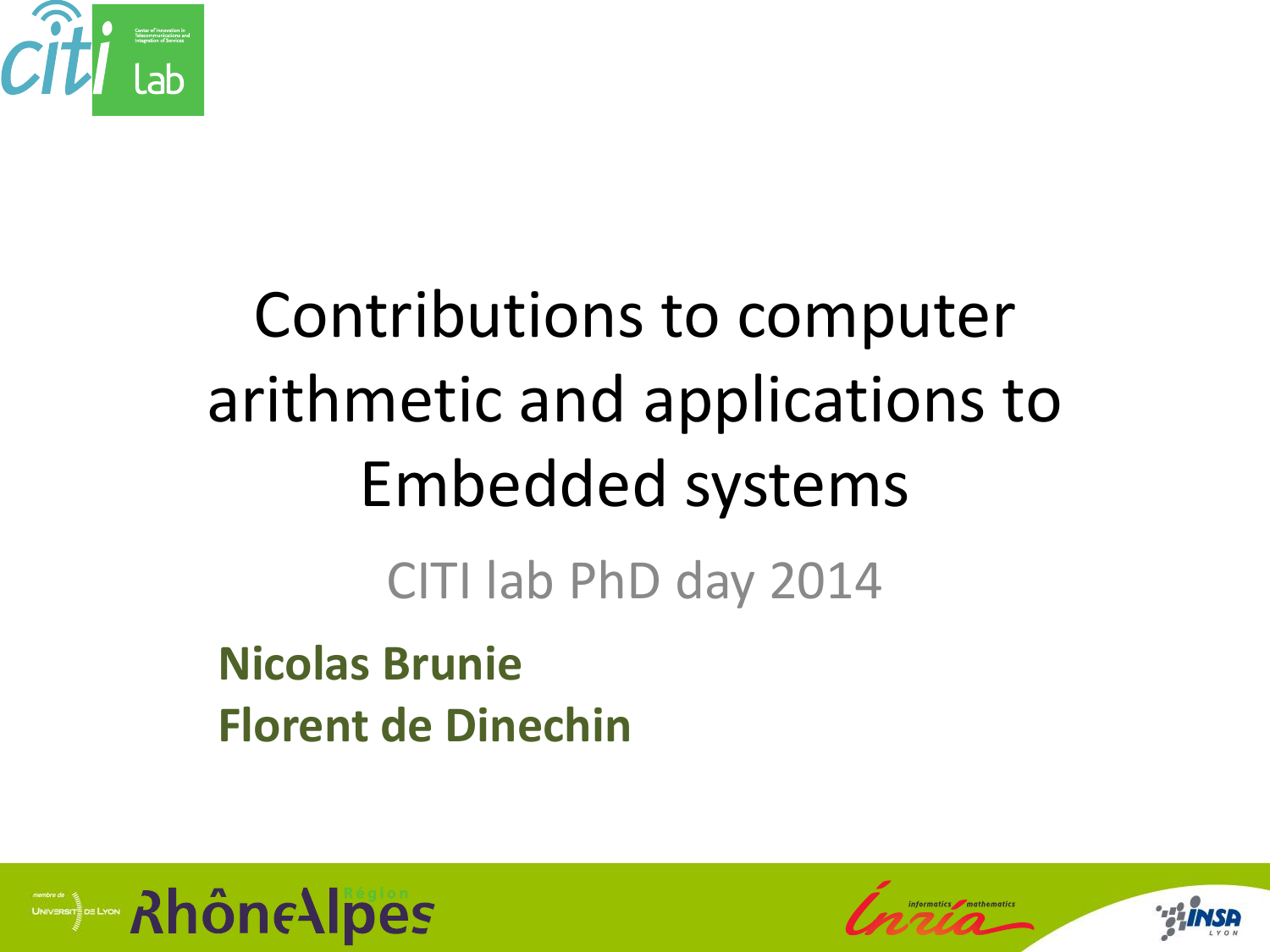# Contributions to computer arithmetic and applications to Embedded systems

CITI lab PhD day 2014

**Nicolas Brunie**
**Florent de Dinechin**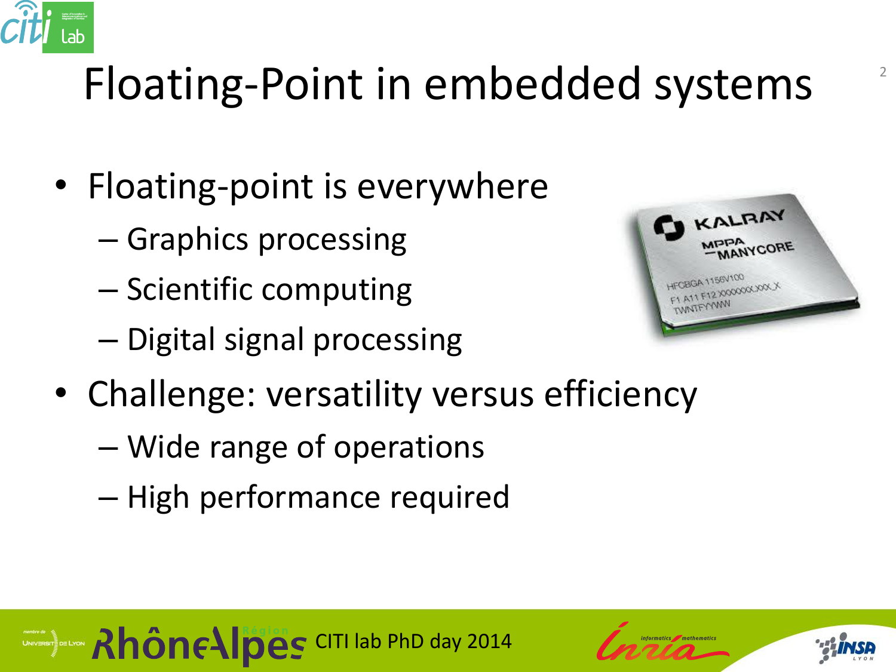# Floating-Point in embedded systems

- Floating-point is everywhere
  - Graphics processing
  - Scientific computing
  - Digital signal processing
- Challenge: versatility versus efficiency
  - Wide range of operations
  - High performance required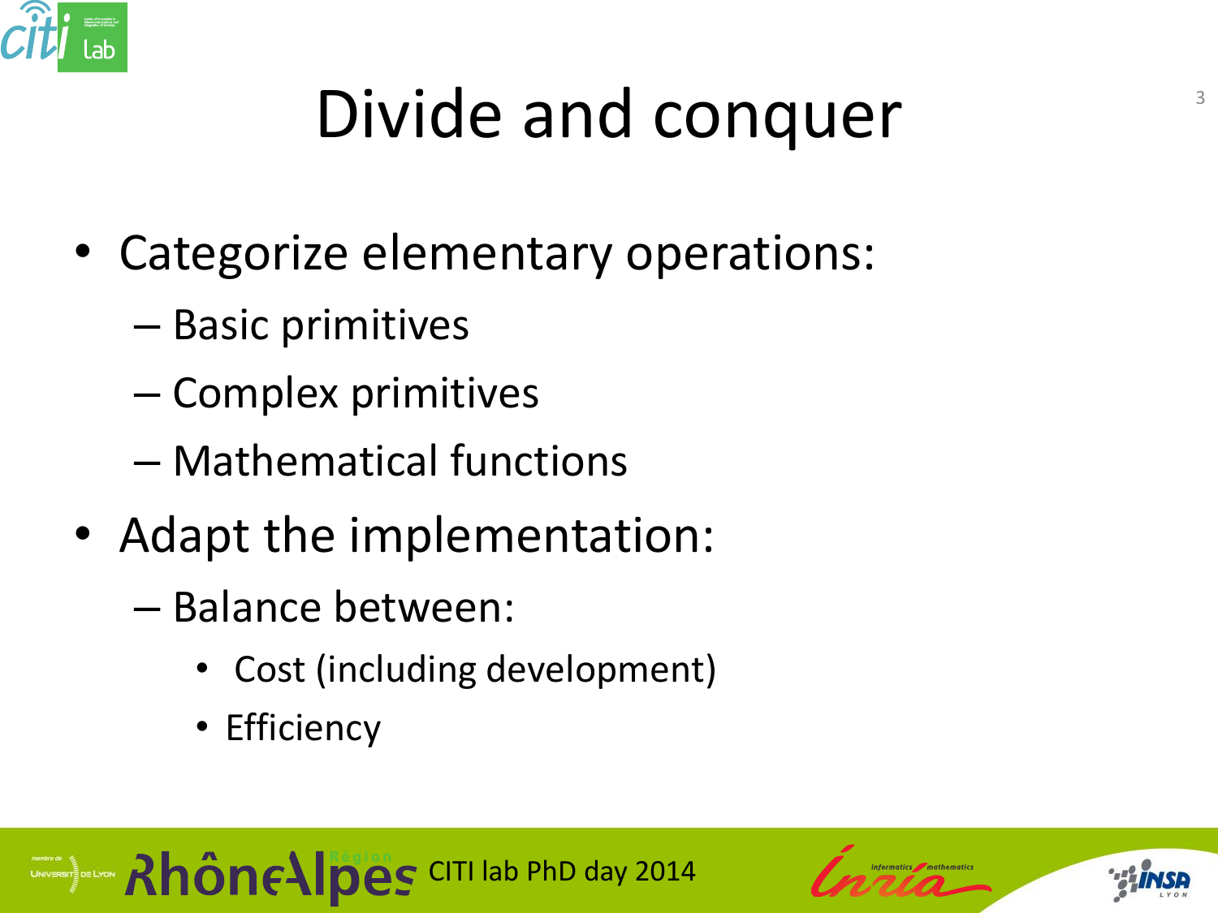# Divide and conquer

- Categorize elementary operations:
  - Basic primitives
  - Complex primitives
  - Mathematical functions
- Adapt the implementation:
  - Balance between:
    - Cost (including development)
    - Efficiency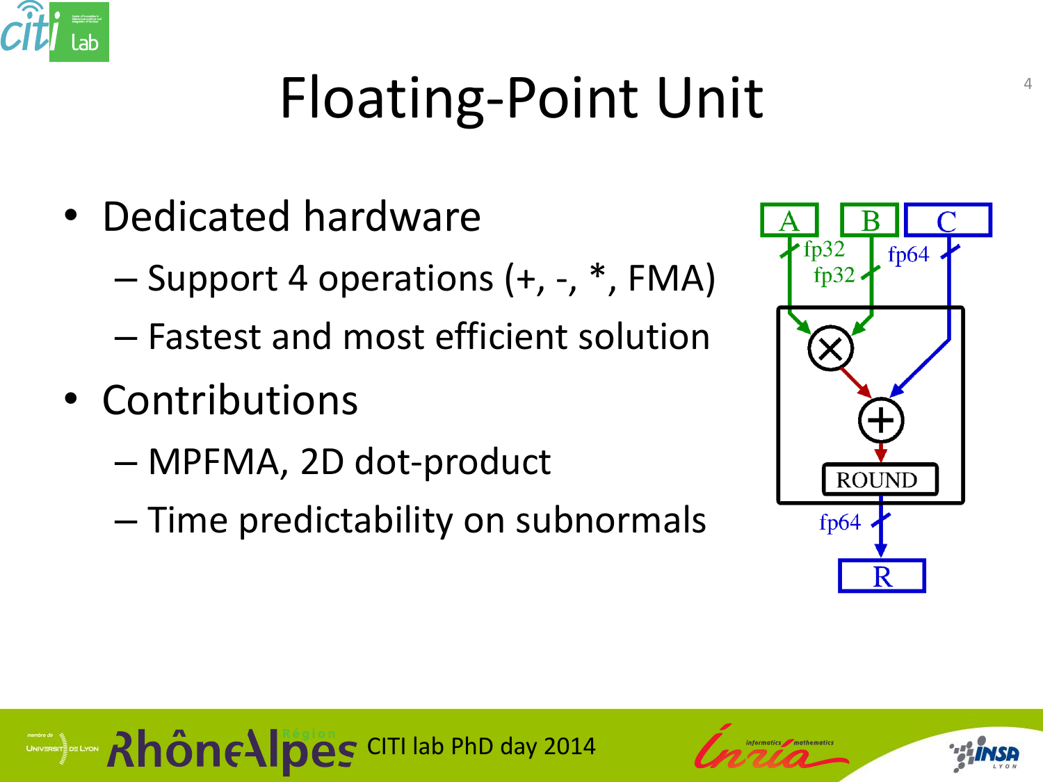# Floating-Point Unit

- Dedicated hardware
  - Support 4 operations (+, -, *, FMA)
  - Fastest and most efficient solution
- Contributions
  - MPFMA, 2D dot-product
  - Time predictability on subnormals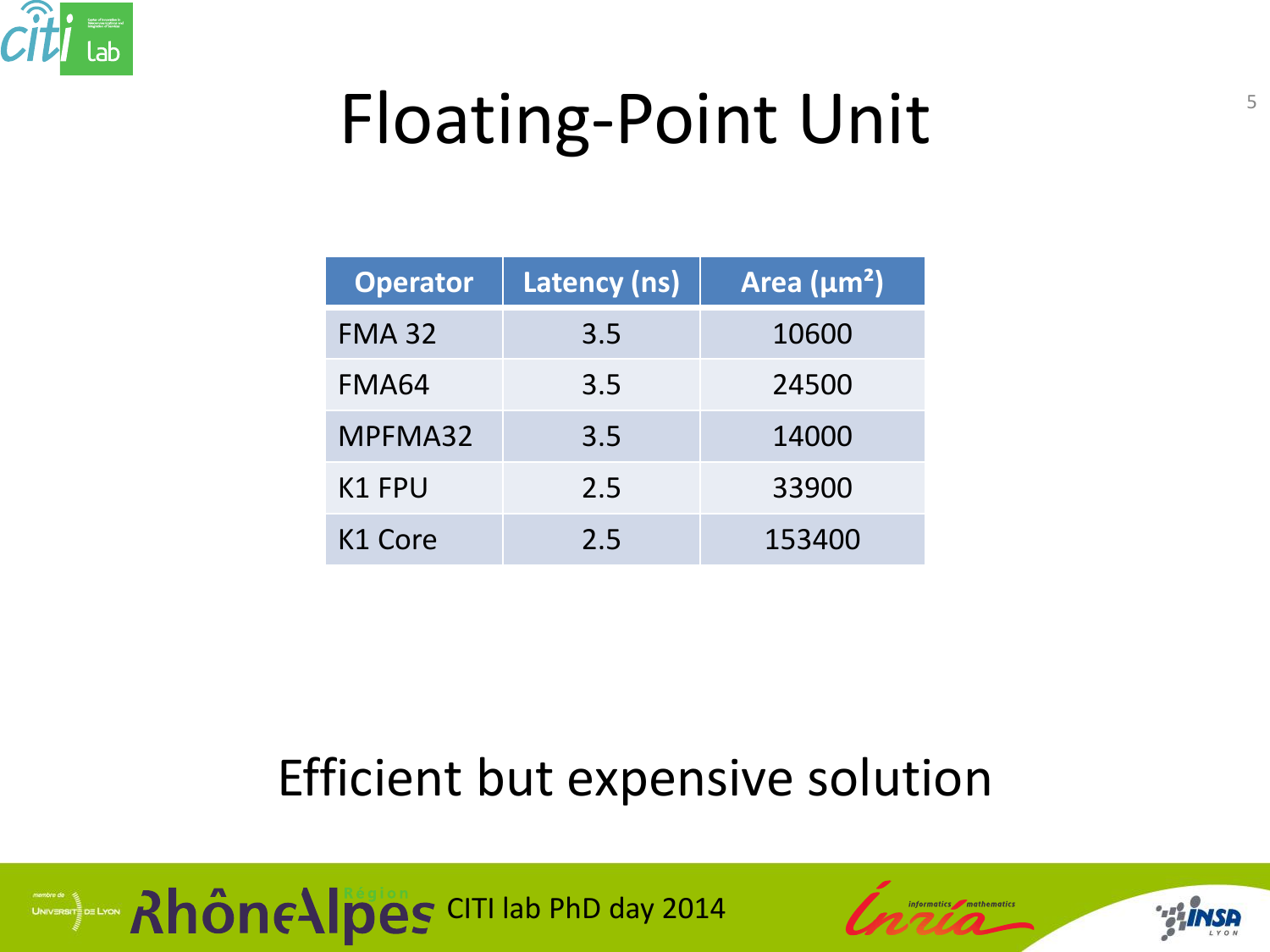# Floating-Point Unit

| Operator | Latency (ns) | Area (µm²) |
|---|---|---|
| FMA 32 | 3.5 | 10600 |
| FMA64 | 3.5 | 24500 |
| MPFMA32 | 3.5 | 14000 |
| K1 FPU | 2.5 | 33900 |
| K1 Core | 2.5 | 153400 |

Efficient but expensive solution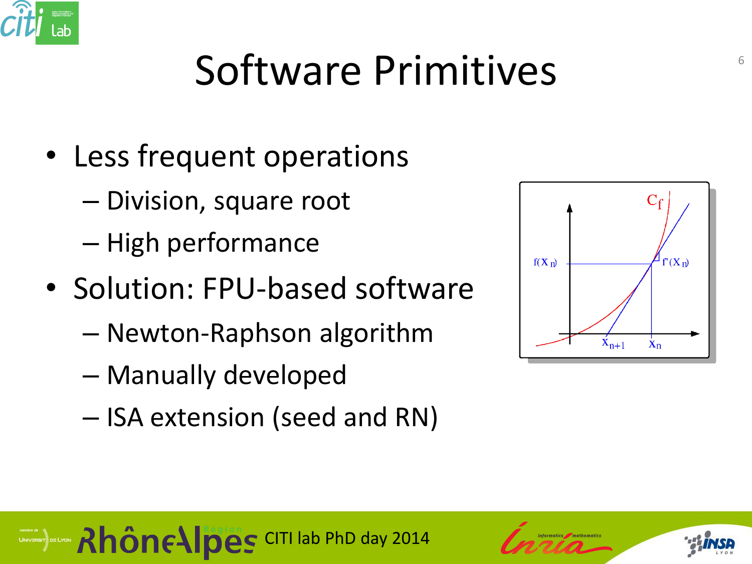# Software Primitives

- Less frequent operations
  - Division, square root
  - High performance
- Solution: FPU-based software
  - Newton-Raphson algorithm
  - Manually developed
  - ISA extension (seed and RN)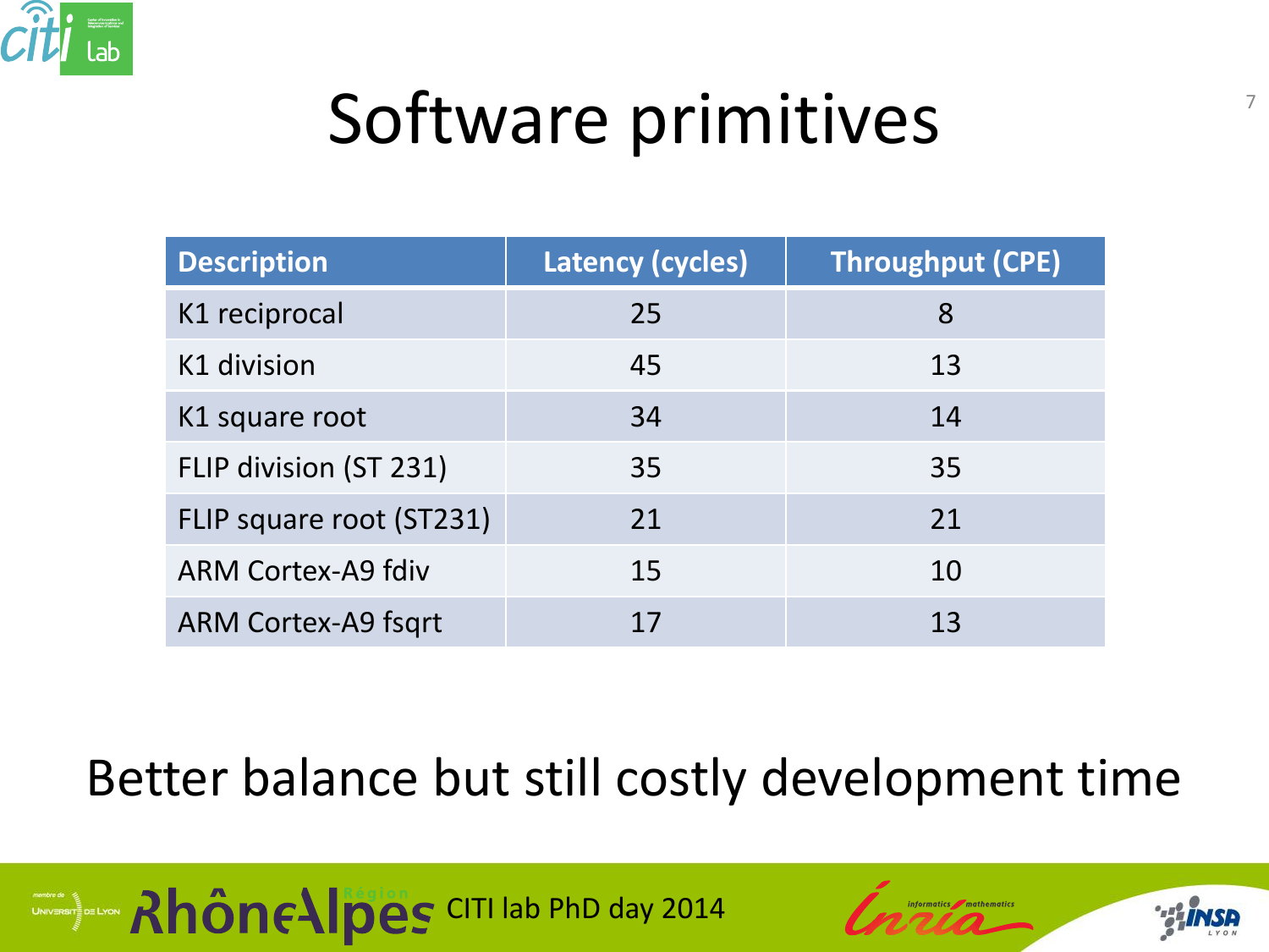# Software primitives

| Description | Latency (cycles) | Throughput (CPE) |
|---|---|---|
| K1 reciprocal | 25 | 8 |
| K1 division | 45 | 13 |
| K1 square root | 34 | 14 |
| FLIP division (ST 231) | 35 | 35 |
| FLIP square root (ST231) | 21 | 21 |
| ARM Cortex-A9 fdiv | 15 | 10 |
| ARM Cortex-A9 fsqrt | 17 | 13 |

Better balance but still costly development time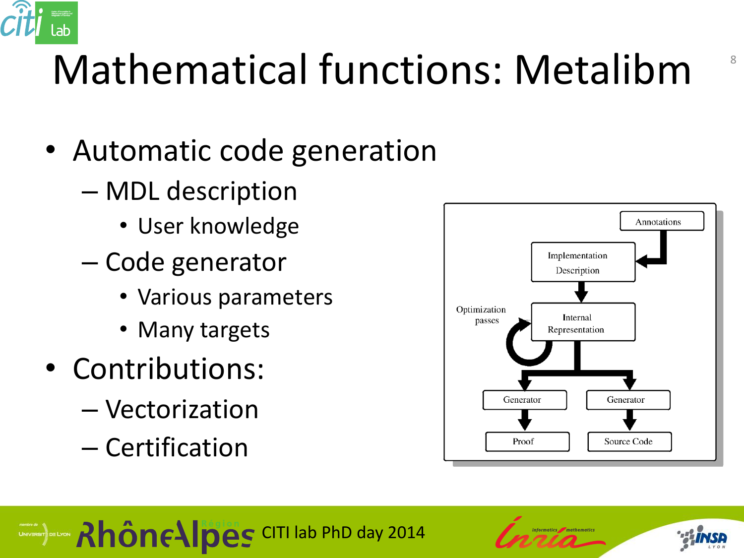# Mathematical functions: Metalibm

- Automatic code generation
  - MDL description
    - User knowledge
  - Code generator
    - Various parameters
    - Many targets
- Contributions:
  - Vectorization
  - Certification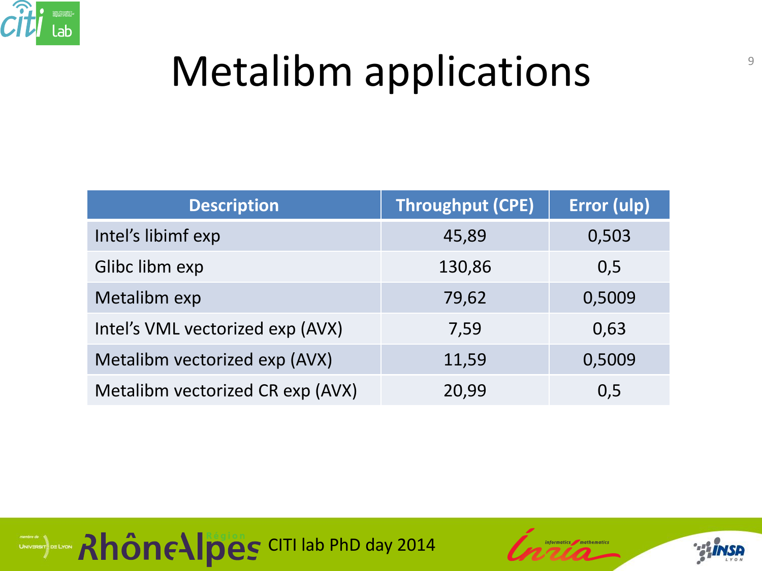# Metalibm applications

| Description | Throughput (CPE) | Error (ulp) |
|---|---|---|
| Intel's libimf exp | 45,89 | 0,503 |
| Glibc libm exp | 130,86 | 0,5 |
| Metalibm exp | 79,62 | 0,5009 |
| Intel's VML vectorized exp (AVX) | 7,59 | 0,63 |
| Metalibm vectorized exp (AVX) | 11,59 | 0,5009 |
| Metalibm vectorized CR exp (AVX) | 20,99 | 0,5 |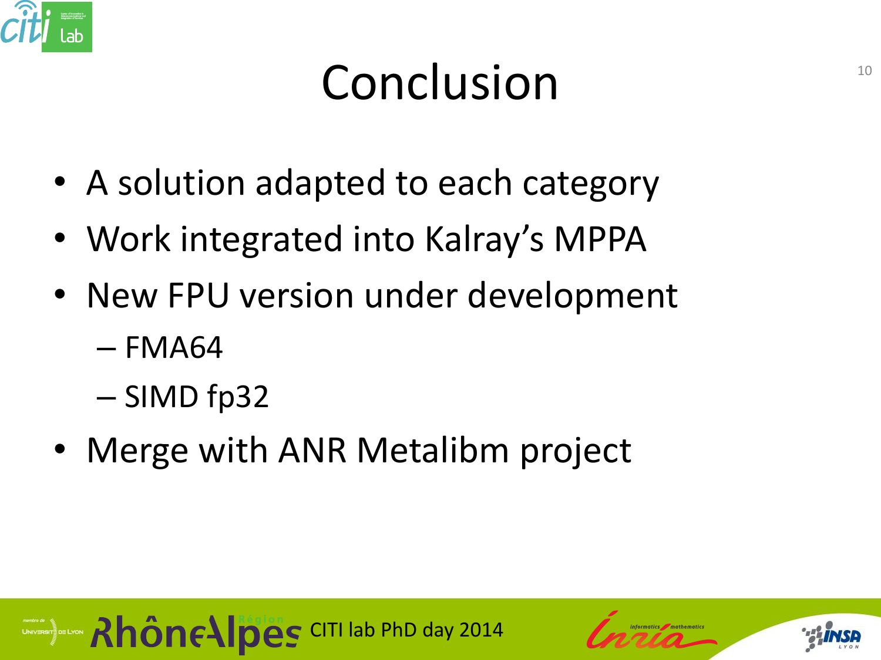# Conclusion

- A solution adapted to each category
- Work integrated into Kalray's MPPA
- New FPU version under development
  - FMA64
  - SIMD fp32
- Merge with ANR Metalibm project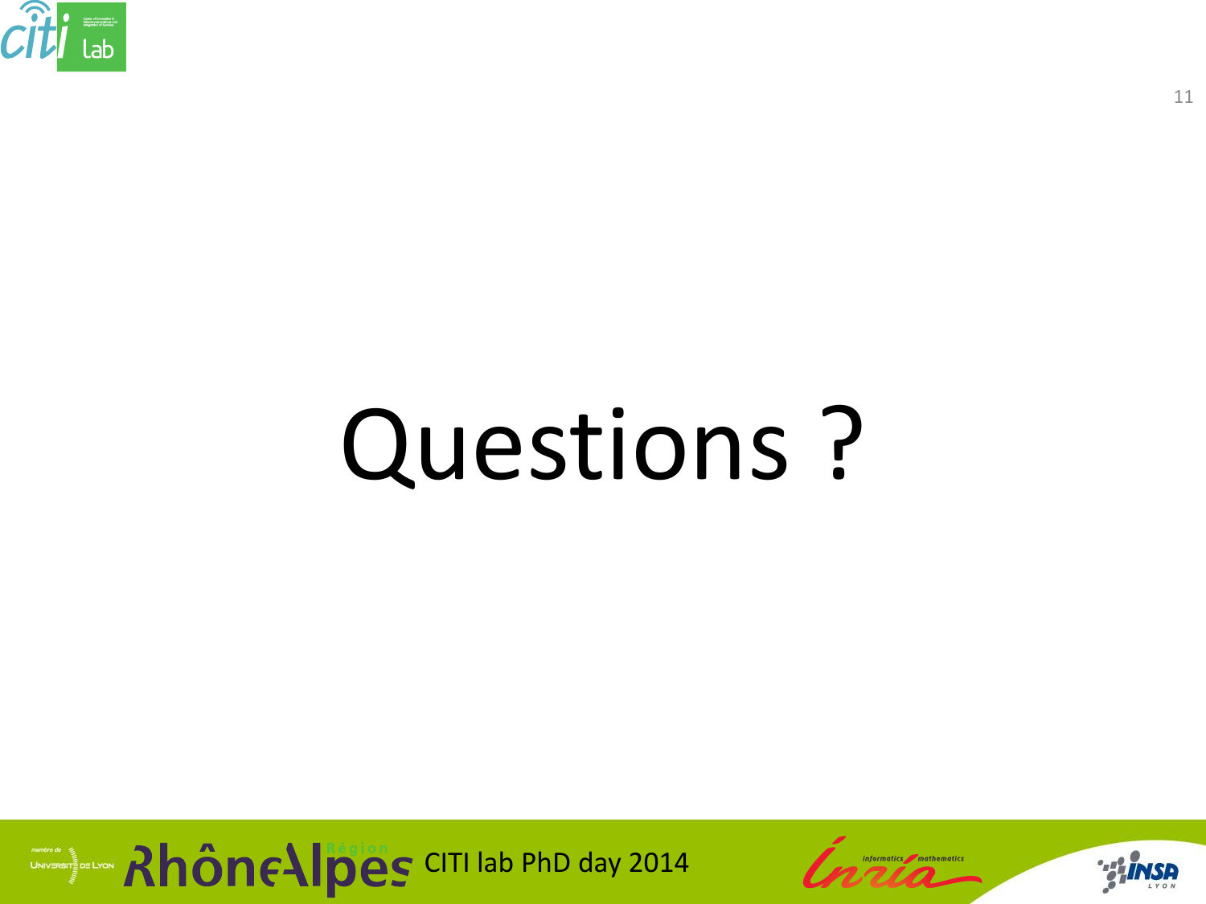# Questions ?